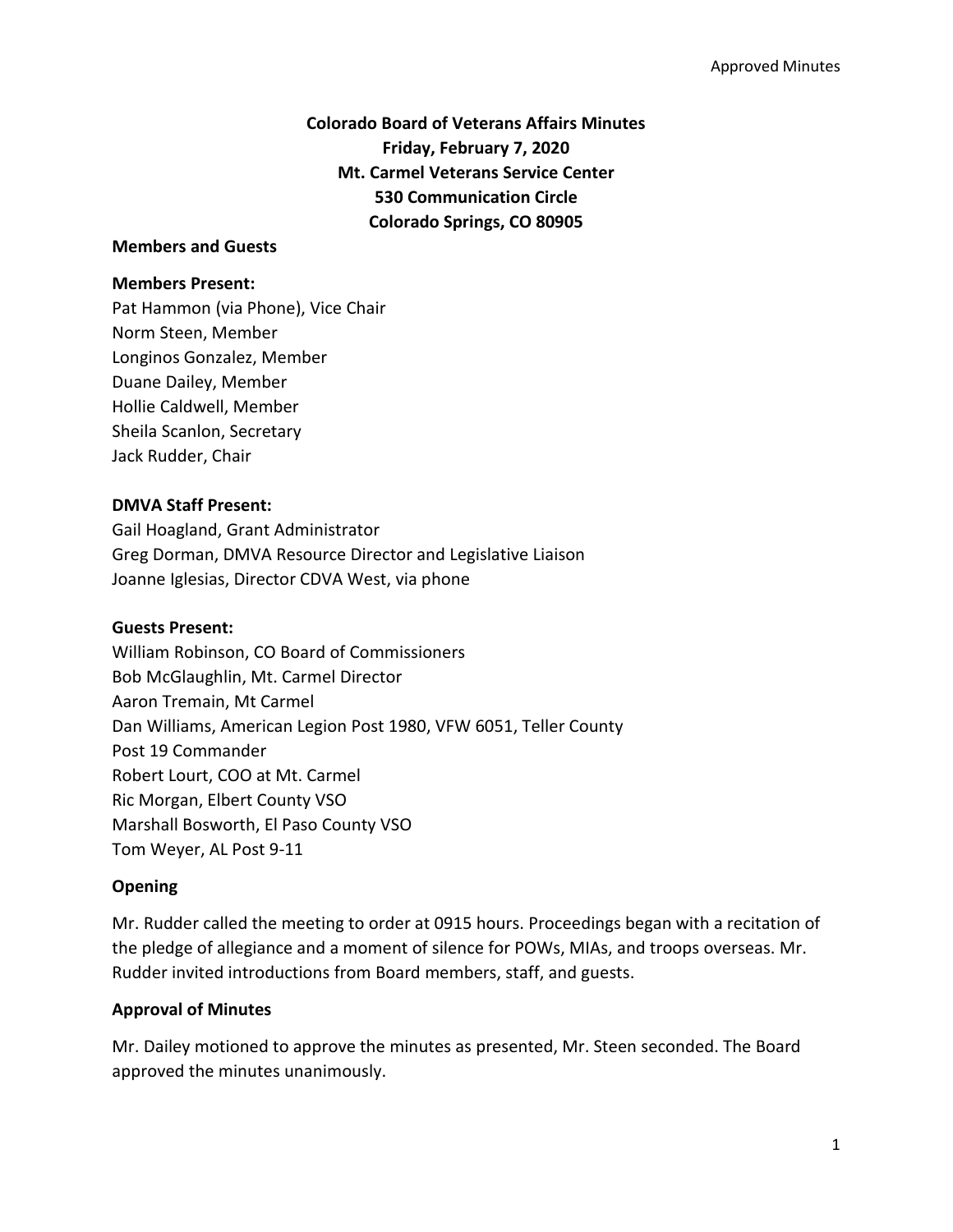# Colorado Board of Veterans Affairs Minutes
## Friday, February 7, 2020
## Mt. Carmel Veterans Service Center
## 530 Communication Circle
## Colorado Springs, CO 80905

**Members and Guests**

**Members Present:**

Pat Hammon (via Phone), Vice Chair
Norm Steen, Member
Longinos Gonzalez, Member
Duane Dailey, Member
Hollie Caldwell, Member
Sheila Scanlon, Secretary
Jack Rudder, Chair

**DMVA Staff Present:**

Gail Hoagland, Grant Administrator
Greg Dorman, DMVA Resource Director and Legislative Liaison
Joanne Iglesias, Director CDVA West, via phone

**Guests Present:**

William Robinson, CO Board of Commissioners
Bob McGlaughlin, Mt. Carmel Director
Aaron Tremain, Mt Carmel
Dan Williams, American Legion Post 1980, VFW 6051, Teller County Post 19 Commander
Robert Lourt, COO at Mt. Carmel
Ric Morgan, Elbert County VSO
Marshall Bosworth, El Paso County VSO
Tom Weyer, AL Post 9-11

**Opening**

Mr. Rudder called the meeting to order at 0915 hours. Proceedings began with a recitation of the pledge of allegiance and a moment of silence for POWs, MIAs, and troops overseas. Mr. Rudder invited introductions from Board members, staff, and guests.

**Approval of Minutes**

Mr. Dailey motioned to approve the minutes as presented, Mr. Steen seconded. The Board approved the minutes unanimously.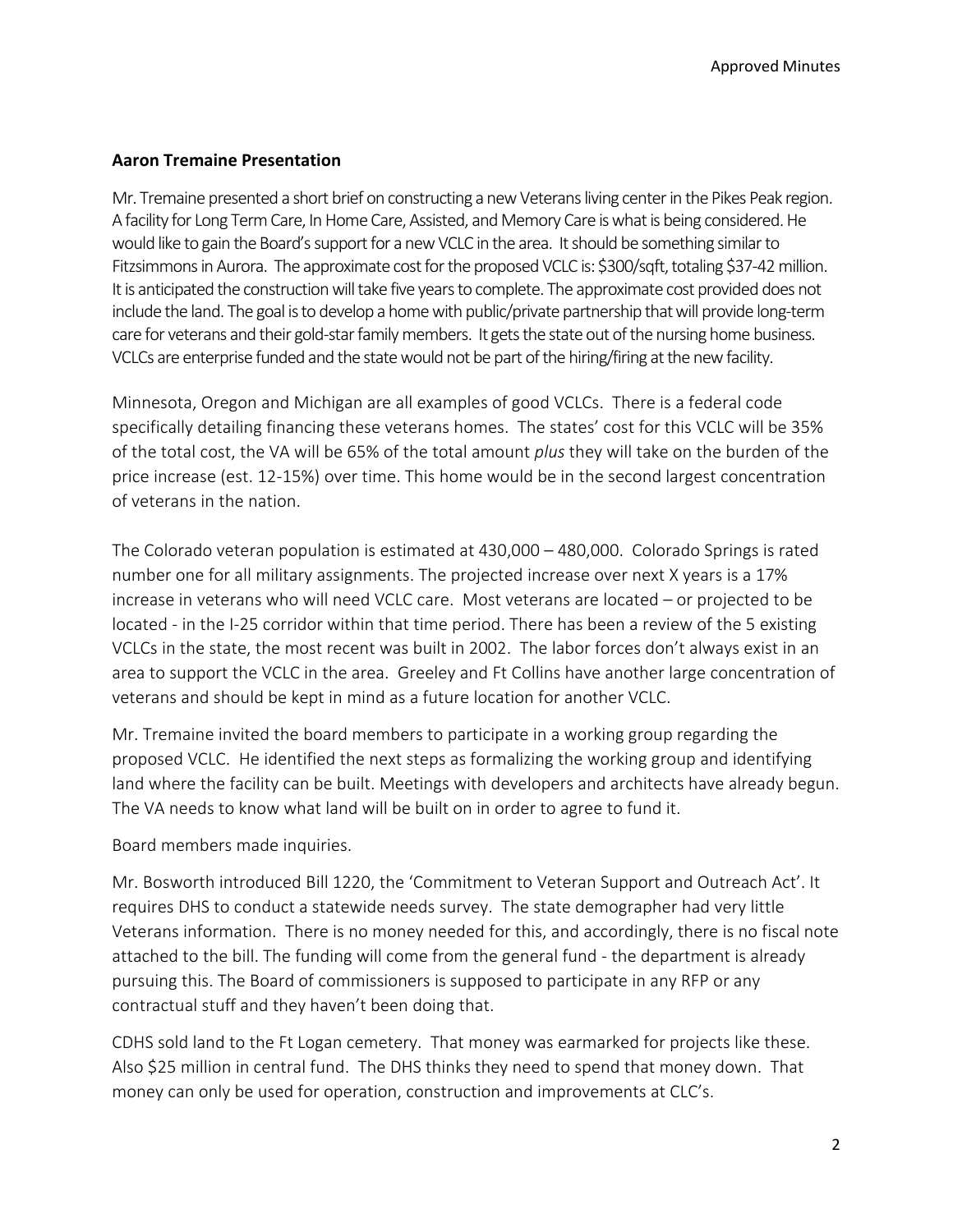**Aaron Tremaine Presentation**

Mr. Tremaine presented a short brief on constructing a new Veterans living center in the Pikes Peak region. A facility for Long Term Care, In Home Care, Assisted, and Memory Care is what is being considered. He would like to gain the Board's support for a new VCLC in the area. It should be something similar to Fitzsimmons in Aurora. The approximate cost for the proposed VCLC is: $300/sqft, totaling $37-42 million. It is anticipated the construction will take five years to complete. The approximate cost provided does not include the land. The goal is to develop a home with public/private partnership that will provide long-term care for veterans and their gold-star family members. It gets the state out of the nursing home business. VCLCs are enterprise funded and the state would not be part of the hiring/firing at the new facility.

Minnesota, Oregon and Michigan are all examples of good VCLCs. There is a federal code specifically detailing financing these veterans homes. The states' cost for this VCLC will be 35% of the total cost, the VA will be 65% of the total amount *plus* they will take on the burden of the price increase (est. 12-15%) over time. This home would be in the second largest concentration of veterans in the nation.

The Colorado veteran population is estimated at 430,000 – 480,000. Colorado Springs is rated number one for all military assignments. The projected increase over next X years is a 17% increase in veterans who will need VCLC care. Most veterans are located – or projected to be located - in the I-25 corridor within that time period. There has been a review of the 5 existing VCLCs in the state, the most recent was built in 2002. The labor forces don't always exist in an area to support the VCLC in the area. Greeley and Ft Collins have another large concentration of veterans and should be kept in mind as a future location for another VCLC.

Mr. Tremaine invited the board members to participate in a working group regarding the proposed VCLC. He identified the next steps as formalizing the working group and identifying land where the facility can be built. Meetings with developers and architects have already begun. The VA needs to know what land will be built on in order to agree to fund it.

Board members made inquiries.

Mr. Bosworth introduced Bill 1220, the 'Commitment to Veteran Support and Outreach Act'. It requires DHS to conduct a statewide needs survey. The state demographer had very little Veterans information. There is no money needed for this, and accordingly, there is no fiscal note attached to the bill. The funding will come from the general fund - the department is already pursuing this. The Board of commissioners is supposed to participate in any RFP or any contractual stuff and they haven't been doing that.

CDHS sold land to the Ft Logan cemetery. That money was earmarked for projects like these. Also $25 million in central fund. The DHS thinks they need to spend that money down. That money can only be used for operation, construction and improvements at CLC's.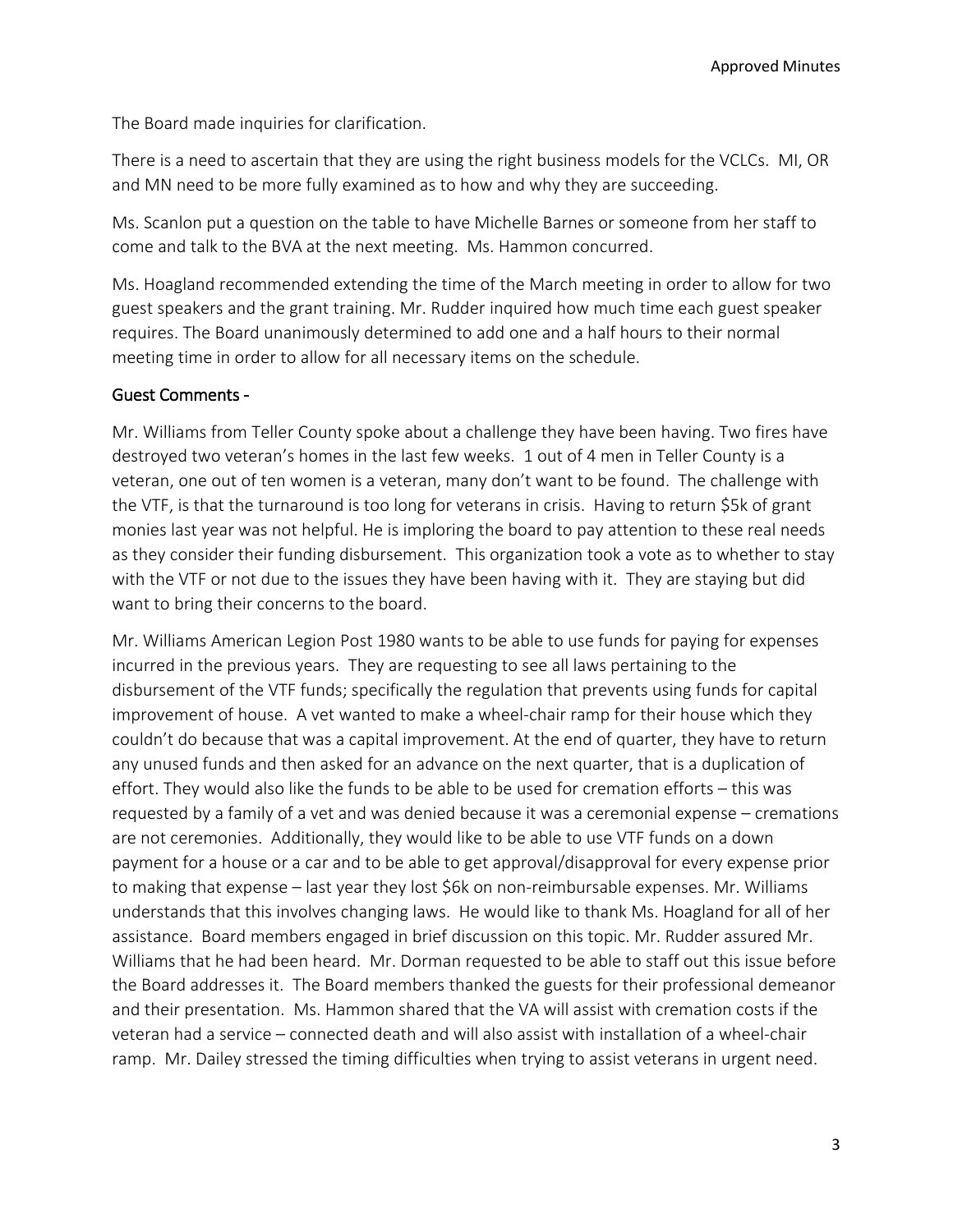The Board made inquiries for clarification.

There is a need to ascertain that they are using the right business models for the VCLCs. MI, OR and MN need to be more fully examined as to how and why they are succeeding.

Ms. Scanlon put a question on the table to have Michelle Barnes or someone from her staff to come and talk to the BVA at the next meeting. Ms. Hammon concurred.

Ms. Hoagland recommended extending the time of the March meeting in order to allow for two guest speakers and the grant training. Mr. Rudder inquired how much time each guest speaker requires. The Board unanimously determined to add one and a half hours to their normal meeting time in order to allow for all necessary items on the schedule.

## Guest Comments -

Mr. Williams from Teller County spoke about a challenge they have been having. Two fires have destroyed two veteran's homes in the last few weeks. 1 out of 4 men in Teller County is a veteran, one out of ten women is a veteran, many don't want to be found. The challenge with the VTF, is that the turnaround is too long for veterans in crisis. Having to return $5k of grant monies last year was not helpful. He is imploring the board to pay attention to these real needs as they consider their funding disbursement. This organization took a vote as to whether to stay with the VTF or not due to the issues they have been having with it. They are staying but did want to bring their concerns to the board.

Mr. Williams American Legion Post 1980 wants to be able to use funds for paying for expenses incurred in the previous years. They are requesting to see all laws pertaining to the disbursement of the VTF funds; specifically the regulation that prevents using funds for capital improvement of house. A vet wanted to make a wheel-chair ramp for their house which they couldn't do because that was a capital improvement. At the end of quarter, they have to return any unused funds and then asked for an advance on the next quarter, that is a duplication of effort. They would also like the funds to be able to be used for cremation efforts – this was requested by a family of a vet and was denied because it was a ceremonial expense – cremations are not ceremonies. Additionally, they would like to be able to use VTF funds on a down payment for a house or a car and to be able to get approval/disapproval for every expense prior to making that expense – last year they lost $6k on non-reimbursable expenses. Mr. Williams understands that this involves changing laws. He would like to thank Ms. Hoagland for all of her assistance. Board members engaged in brief discussion on this topic. Mr. Rudder assured Mr. Williams that he had been heard. Mr. Dorman requested to be able to staff out this issue before the Board addresses it. The Board members thanked the guests for their professional demeanor and their presentation. Ms. Hammon shared that the VA will assist with cremation costs if the veteran had a service – connected death and will also assist with installation of a wheel-chair ramp. Mr. Dailey stressed the timing difficulties when trying to assist veterans in urgent need.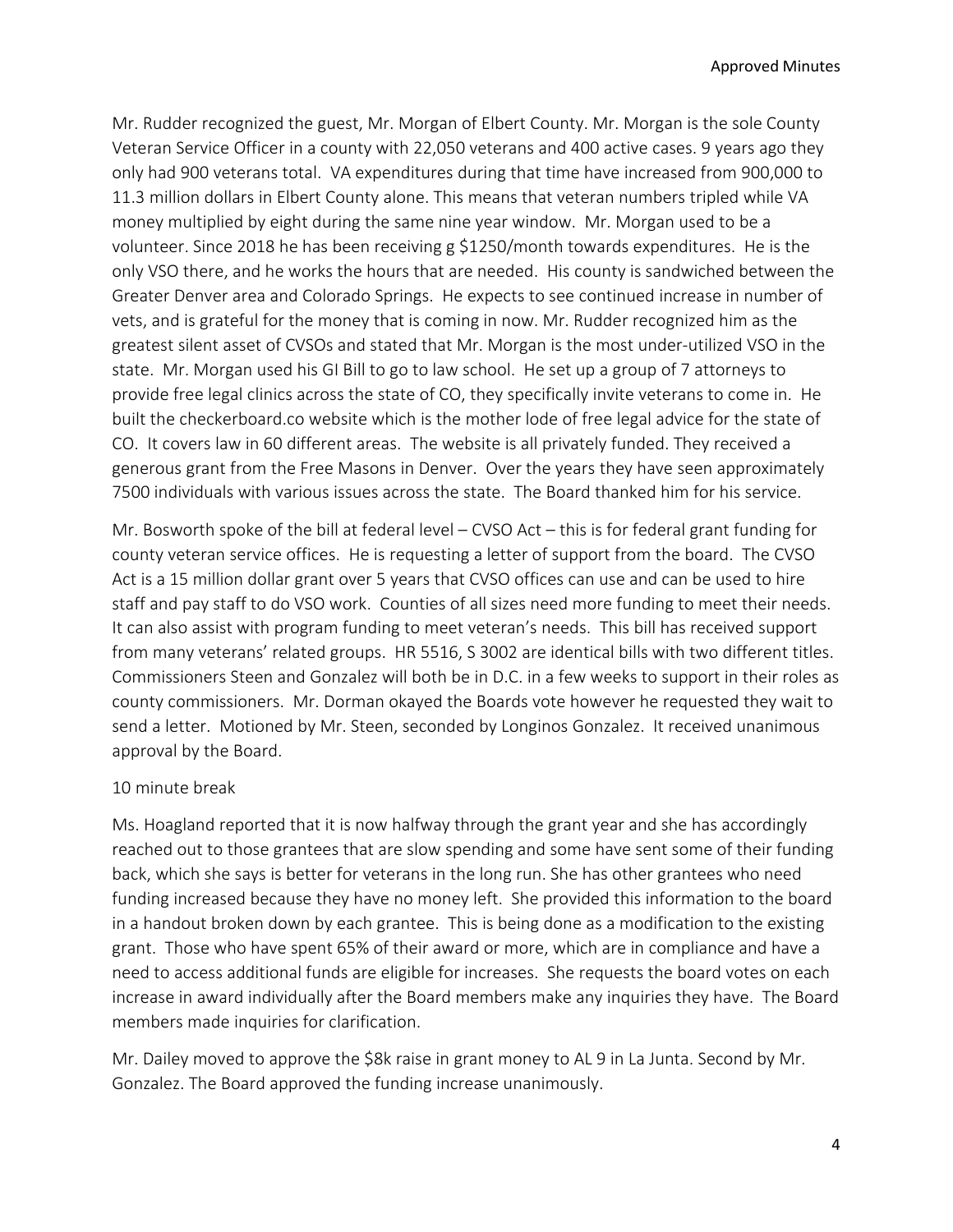Mr. Rudder recognized the guest, Mr. Morgan of Elbert County. Mr. Morgan is the sole County Veteran Service Officer in a county with 22,050 veterans and 400 active cases. 9 years ago they only had 900 veterans total. VA expenditures during that time have increased from 900,000 to 11.3 million dollars in Elbert County alone. This means that veteran numbers tripled while VA money multiplied by eight during the same nine year window. Mr. Morgan used to be a volunteer. Since 2018 he has been receiving g $1250/month towards expenditures. He is the only VSO there, and he works the hours that are needed. His county is sandwiched between the Greater Denver area and Colorado Springs. He expects to see continued increase in number of vets, and is grateful for the money that is coming in now. Mr. Rudder recognized him as the greatest silent asset of CVSOs and stated that Mr. Morgan is the most under-utilized VSO in the state. Mr. Morgan used his GI Bill to go to law school. He set up a group of 7 attorneys to provide free legal clinics across the state of CO, they specifically invite veterans to come in. He built the checkerboard.co website which is the mother lode of free legal advice for the state of CO. It covers law in 60 different areas. The website is all privately funded. They received a generous grant from the Free Masons in Denver. Over the years they have seen approximately 7500 individuals with various issues across the state. The Board thanked him for his service.

Mr. Bosworth spoke of the bill at federal level – CVSO Act – this is for federal grant funding for county veteran service offices. He is requesting a letter of support from the board. The CVSO Act is a 15 million dollar grant over 5 years that CVSO offices can use and can be used to hire staff and pay staff to do VSO work. Counties of all sizes need more funding to meet their needs. It can also assist with program funding to meet veteran's needs. This bill has received support from many veterans' related groups. HR 5516, S 3002 are identical bills with two different titles. Commissioners Steen and Gonzalez will both be in D.C. in a few weeks to support in their roles as county commissioners. Mr. Dorman okayed the Boards vote however he requested they wait to send a letter. Motioned by Mr. Steen, seconded by Longinos Gonzalez. It received unanimous approval by the Board.

10 minute break

Ms. Hoagland reported that it is now halfway through the grant year and she has accordingly reached out to those grantees that are slow spending and some have sent some of their funding back, which she says is better for veterans in the long run. She has other grantees who need funding increased because they have no money left. She provided this information to the board in a handout broken down by each grantee. This is being done as a modification to the existing grant. Those who have spent 65% of their award or more, which are in compliance and have a need to access additional funds are eligible for increases. She requests the board votes on each increase in award individually after the Board members make any inquiries they have. The Board members made inquiries for clarification.

Mr. Dailey moved to approve the $8k raise in grant money to AL 9 in La Junta. Second by Mr. Gonzalez. The Board approved the funding increase unanimously.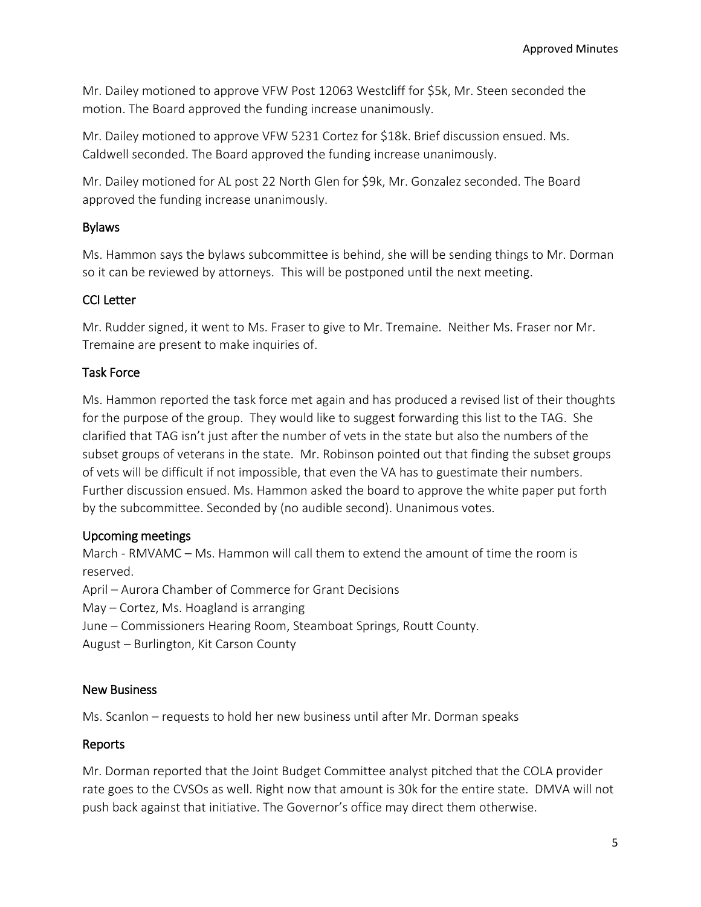Mr. Dailey motioned to approve VFW Post 12063 Westcliff for $5k, Mr. Steen seconded the motion. The Board approved the funding increase unanimously.

Mr. Dailey motioned to approve VFW 5231 Cortez for $18k. Brief discussion ensued. Ms. Caldwell seconded. The Board approved the funding increase unanimously.

Mr. Dailey motioned for AL post 22 North Glen for $9k, Mr. Gonzalez seconded. The Board approved the funding increase unanimously.

## Bylaws

Ms. Hammon says the bylaws subcommittee is behind, she will be sending things to Mr. Dorman so it can be reviewed by attorneys. This will be postponed until the next meeting.

## CCI Letter

Mr. Rudder signed, it went to Ms. Fraser to give to Mr. Tremaine. Neither Ms. Fraser nor Mr. Tremaine are present to make inquiries of.

## Task Force

Ms. Hammon reported the task force met again and has produced a revised list of their thoughts for the purpose of the group. They would like to suggest forwarding this list to the TAG. She clarified that TAG isn't just after the number of vets in the state but also the numbers of the subset groups of veterans in the state. Mr. Robinson pointed out that finding the subset groups of vets will be difficult if not impossible, that even the VA has to guestimate their numbers. Further discussion ensued. Ms. Hammon asked the board to approve the white paper put forth by the subcommittee. Seconded by (no audible second). Unanimous votes.

## Upcoming meetings

March - RMVAMC – Ms. Hammon will call them to extend the amount of time the room is reserved.
April – Aurora Chamber of Commerce for Grant Decisions
May – Cortez, Ms. Hoagland is arranging
June – Commissioners Hearing Room, Steamboat Springs, Routt County.
August – Burlington, Kit Carson County

## New Business

Ms. Scanlon – requests to hold her new business until after Mr. Dorman speaks

## Reports

Mr. Dorman reported that the Joint Budget Committee analyst pitched that the COLA provider rate goes to the CVSOs as well. Right now that amount is 30k for the entire state. DMVA will not push back against that initiative. The Governor's office may direct them otherwise.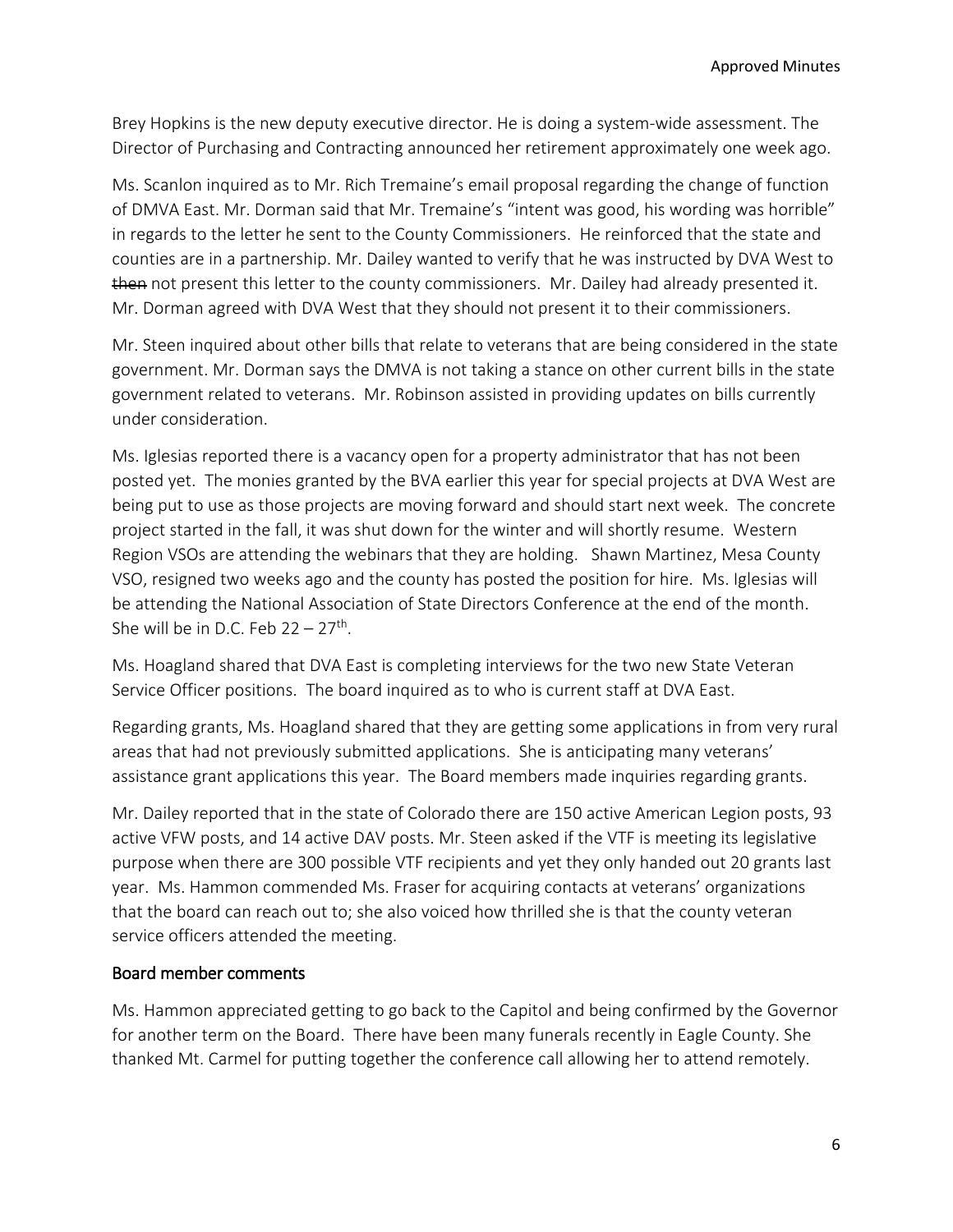Brey Hopkins is the new deputy executive director. He is doing a system-wide assessment. The Director of Purchasing and Contracting announced her retirement approximately one week ago.

Ms. Scanlon inquired as to Mr. Rich Tremaine's email proposal regarding the change of function of DMVA East. Mr. Dorman said that Mr. Tremaine's "intent was good, his wording was horrible" in regards to the letter he sent to the County Commissioners. He reinforced that the state and counties are in a partnership. Mr. Dailey wanted to verify that he was instructed by DVA West to ~~then~~ not present this letter to the county commissioners. Mr. Dailey had already presented it. Mr. Dorman agreed with DVA West that they should not present it to their commissioners.

Mr. Steen inquired about other bills that relate to veterans that are being considered in the state government. Mr. Dorman says the DMVA is not taking a stance on other current bills in the state government related to veterans. Mr. Robinson assisted in providing updates on bills currently under consideration.

Ms. Iglesias reported there is a vacancy open for a property administrator that has not been posted yet. The monies granted by the BVA earlier this year for special projects at DVA West are being put to use as those projects are moving forward and should start next week. The concrete project started in the fall, it was shut down for the winter and will shortly resume. Western Region VSOs are attending the webinars that they are holding. Shawn Martinez, Mesa County VSO, resigned two weeks ago and the county has posted the position for hire. Ms. Iglesias will be attending the National Association of State Directors Conference at the end of the month. She will be in D.C. Feb 22 – 27th.

Ms. Hoagland shared that DVA East is completing interviews for the two new State Veteran Service Officer positions. The board inquired as to who is current staff at DVA East.

Regarding grants, Ms. Hoagland shared that they are getting some applications in from very rural areas that had not previously submitted applications. She is anticipating many veterans' assistance grant applications this year. The Board members made inquiries regarding grants.

Mr. Dailey reported that in the state of Colorado there are 150 active American Legion posts, 93 active VFW posts, and 14 active DAV posts. Mr. Steen asked if the VTF is meeting its legislative purpose when there are 300 possible VTF recipients and yet they only handed out 20 grants last year. Ms. Hammon commended Ms. Fraser for acquiring contacts at veterans' organizations that the board can reach out to; she also voiced how thrilled she is that the county veteran service officers attended the meeting.

## Board member comments

Ms. Hammon appreciated getting to go back to the Capitol and being confirmed by the Governor for another term on the Board. There have been many funerals recently in Eagle County. She thanked Mt. Carmel for putting together the conference call allowing her to attend remotely.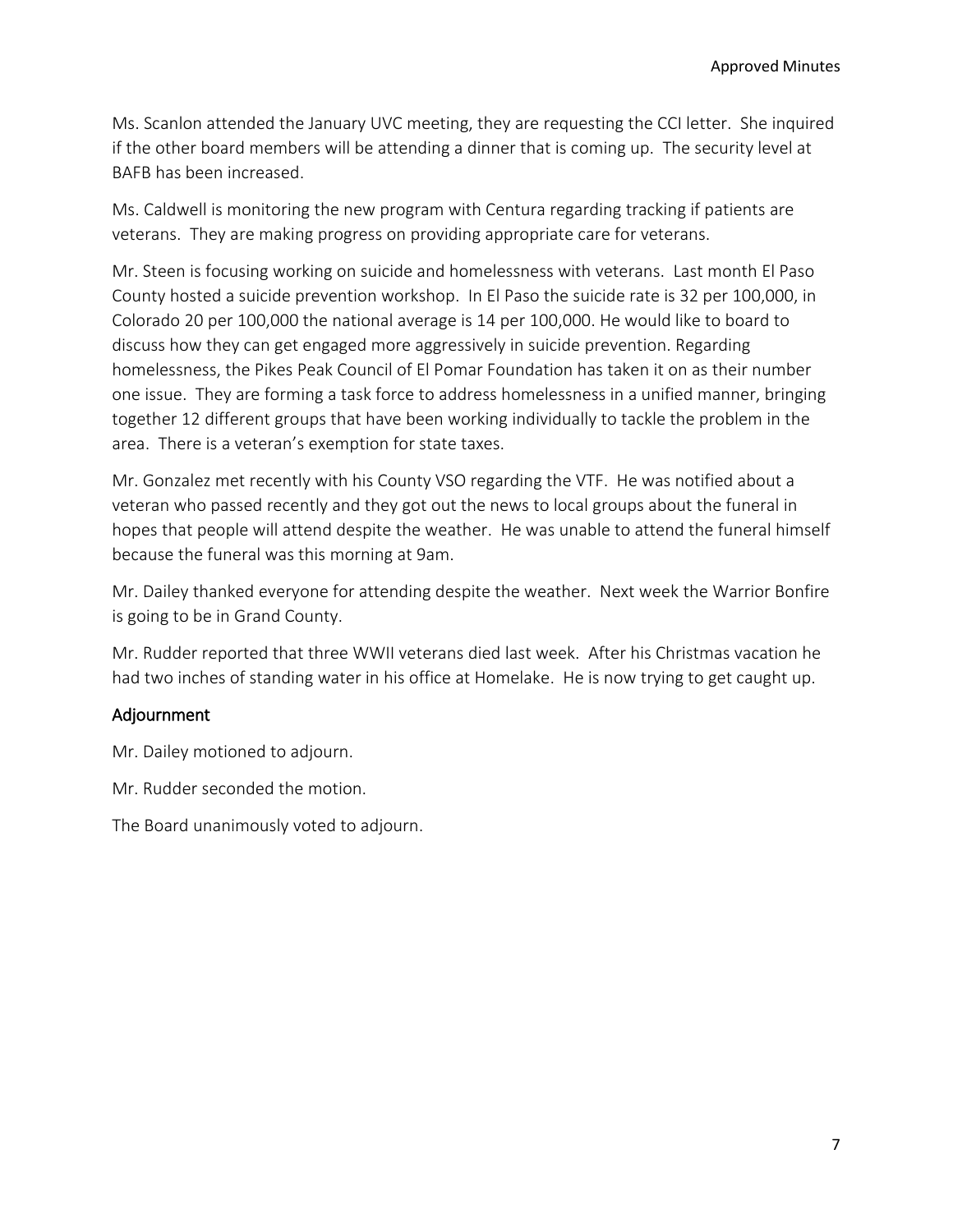Ms. Scanlon attended the January UVC meeting, they are requesting the CCI letter. She inquired if the other board members will be attending a dinner that is coming up. The security level at BAFB has been increased.

Ms. Caldwell is monitoring the new program with Centura regarding tracking if patients are veterans. They are making progress on providing appropriate care for veterans.

Mr. Steen is focusing working on suicide and homelessness with veterans. Last month El Paso County hosted a suicide prevention workshop. In El Paso the suicide rate is 32 per 100,000, in Colorado 20 per 100,000 the national average is 14 per 100,000. He would like to board to discuss how they can get engaged more aggressively in suicide prevention. Regarding homelessness, the Pikes Peak Council of El Pomar Foundation has taken it on as their number one issue. They are forming a task force to address homelessness in a unified manner, bringing together 12 different groups that have been working individually to tackle the problem in the area. There is a veteran's exemption for state taxes.

Mr. Gonzalez met recently with his County VSO regarding the VTF. He was notified about a veteran who passed recently and they got out the news to local groups about the funeral in hopes that people will attend despite the weather. He was unable to attend the funeral himself because the funeral was this morning at 9am.

Mr. Dailey thanked everyone for attending despite the weather. Next week the Warrior Bonfire is going to be in Grand County.

Mr. Rudder reported that three WWII veterans died last week. After his Christmas vacation he had two inches of standing water in his office at Homelake. He is now trying to get caught up.

## Adjournment

Mr. Dailey motioned to adjourn.

Mr. Rudder seconded the motion.

The Board unanimously voted to adjourn.